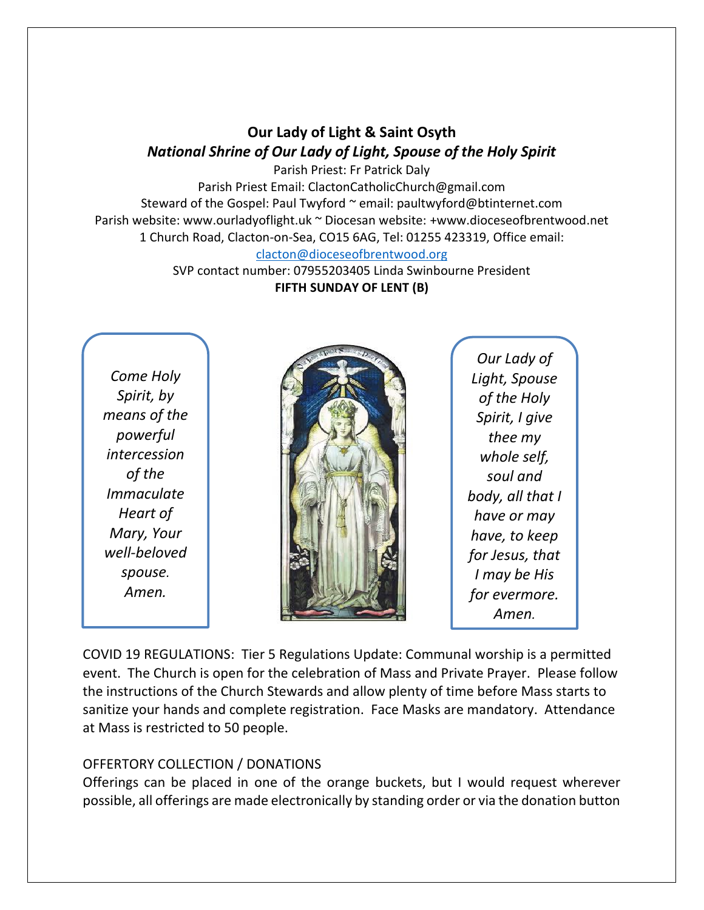**Our Lady of Light & Saint Osyth**

***National Shrine of Our Lady of Light, Spouse of the Holy Spirit***

Parish Priest: Fr Patrick Daly

Parish Priest Email: ClactonCatholicChurch@gmail.com

Steward of the Gospel: Paul Twyford ~ email: paultwyford@btinternet.com

Parish website: www.ourladyoflight.uk ~ Diocesan website: +www.dioceseofbrentwood.net

1 Church Road, Clacton-on-Sea, CO15 6AG, Tel: 01255 423319, Office email: [clacton@dioceseofbrentwood.org](mailto:clacton@dioceseofbrentwood.org)

SVP contact number: 07955203405 Linda Swinbourne President

**FIFTH SUNDAY OF LENT (B)**

*Come Holy Spirit, by means of the powerful intercession of the Immaculate Heart of Mary, Your well-beloved spouse. Amen.*

*Our Lady of Light, Spouse of the Holy Spirit, I give thee my whole self, soul and body, all that I have or may have, to keep for Jesus, that I may be His for evermore. Amen.*

COVID 19 REGULATIONS: Tier 5 Regulations Update: Communal worship is a permitted event. The Church is open for the celebration of Mass and Private Prayer. Please follow the instructions of the Church Stewards and allow plenty of time before Mass starts to sanitize your hands and complete registration. Face Masks are mandatory. Attendance at Mass is restricted to 50 people.

OFFERTORY COLLECTION / DONATIONS

Offerings can be placed in one of the orange buckets, but I would request wherever possible, all offerings are made electronically by standing order or via the donation button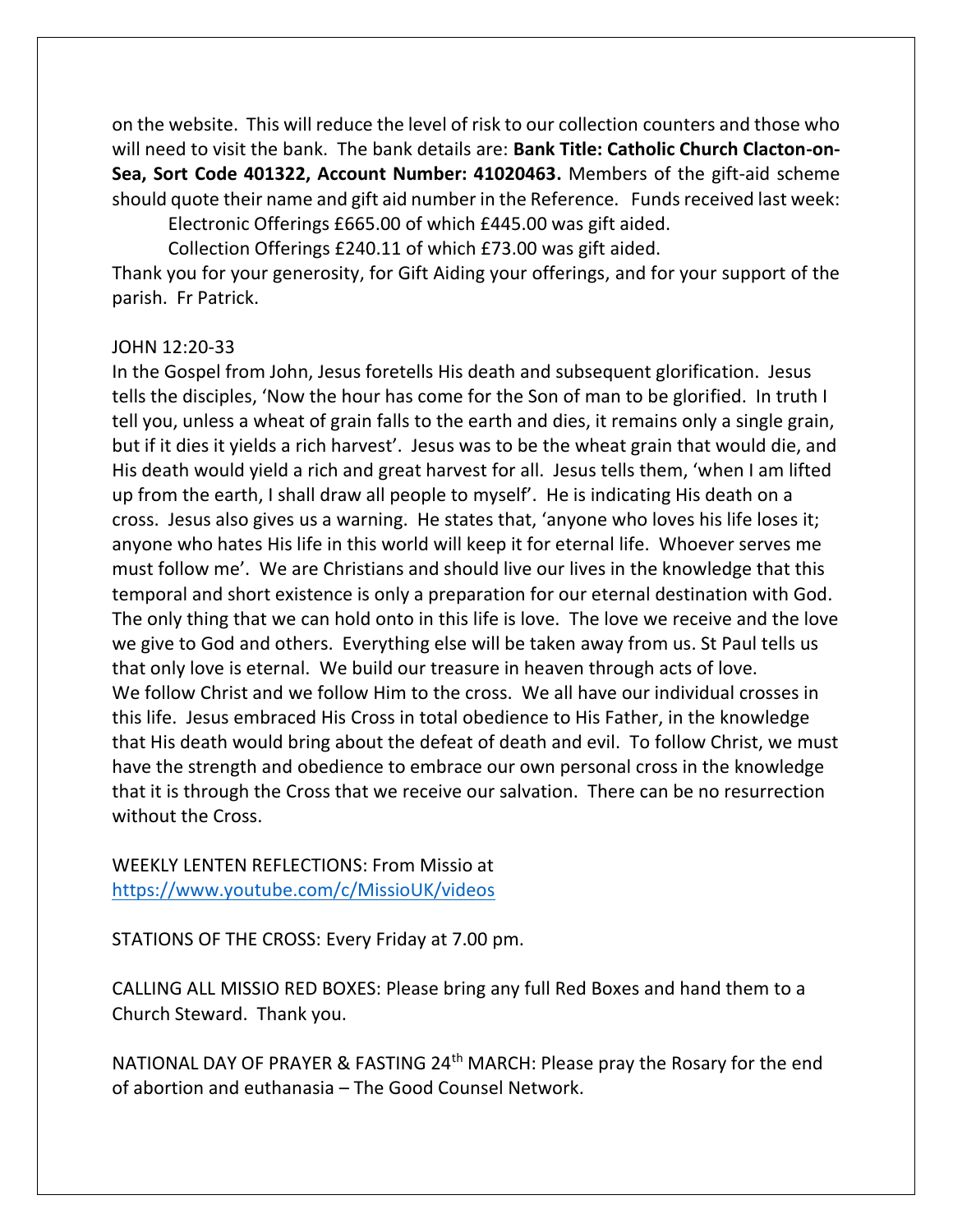on the website. This will reduce the level of risk to our collection counters and those who will need to visit the bank. The bank details are: **Bank Title: Catholic Church Clacton-on-Sea, Sort Code 401322, Account Number: 41020463.** Members of the gift-aid scheme should quote their name and gift aid number in the Reference. Funds received last week:

Electronic Offerings £665.00 of which £445.00 was gift aided.

Collection Offerings £240.11 of which £73.00 was gift aided.

Thank you for your generosity, for Gift Aiding your offerings, and for your support of the parish. Fr Patrick.

JOHN 12:20-33

In the Gospel from John, Jesus foretells His death and subsequent glorification. Jesus tells the disciples, 'Now the hour has come for the Son of man to be glorified. In truth I tell you, unless a wheat of grain falls to the earth and dies, it remains only a single grain, but if it dies it yields a rich harvest'. Jesus was to be the wheat grain that would die, and His death would yield a rich and great harvest for all. Jesus tells them, 'when I am lifted up from the earth, I shall draw all people to myself'. He is indicating His death on a cross. Jesus also gives us a warning. He states that, 'anyone who loves his life loses it; anyone who hates His life in this world will keep it for eternal life. Whoever serves me must follow me'. We are Christians and should live our lives in the knowledge that this temporal and short existence is only a preparation for our eternal destination with God. The only thing that we can hold onto in this life is love. The love we receive and the love we give to God and others. Everything else will be taken away from us. St Paul tells us that only love is eternal. We build our treasure in heaven through acts of love.
We follow Christ and we follow Him to the cross. We all have our individual crosses in this life. Jesus embraced His Cross in total obedience to His Father, in the knowledge that His death would bring about the defeat of death and evil. To follow Christ, we must have the strength and obedience to embrace our own personal cross in the knowledge that it is through the Cross that we receive our salvation. There can be no resurrection without the Cross.

WEEKLY LENTEN REFLECTIONS: From Missio at https://www.youtube.com/c/MissioUK/videos

STATIONS OF THE CROSS: Every Friday at 7.00 pm.

CALLING ALL MISSIO RED BOXES: Please bring any full Red Boxes and hand them to a Church Steward. Thank you.

NATIONAL DAY OF PRAYER & FASTING 24th MARCH: Please pray the Rosary for the end of abortion and euthanasia – The Good Counsel Network.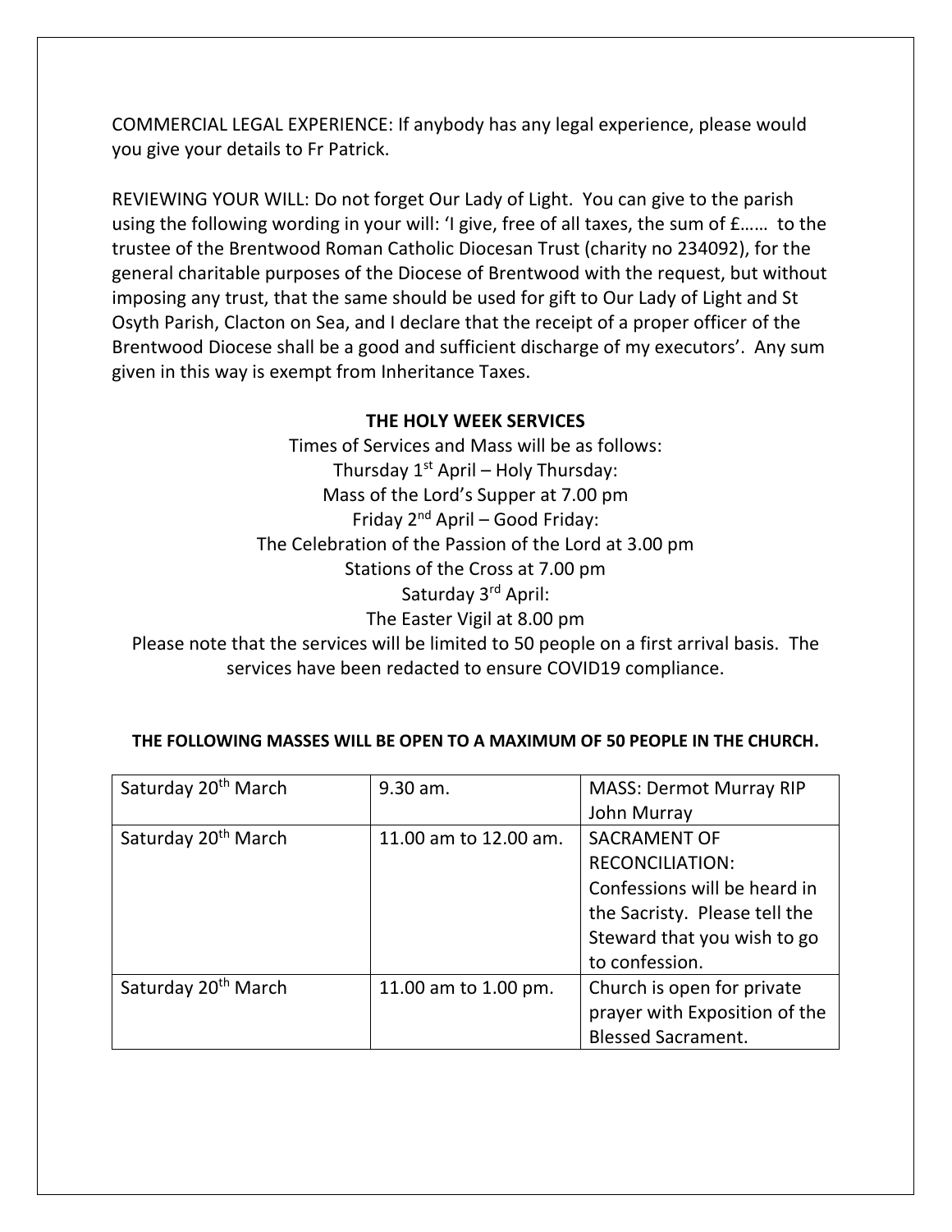COMMERCIAL LEGAL EXPERIENCE: If anybody has any legal experience, please would you give your details to Fr Patrick.

REVIEWING YOUR WILL: Do not forget Our Lady of Light. You can give to the parish using the following wording in your will: 'I give, free of all taxes, the sum of £…… to the trustee of the Brentwood Roman Catholic Diocesan Trust (charity no 234092), for the general charitable purposes of the Diocese of Brentwood with the request, but without imposing any trust, that the same should be used for gift to Our Lady of Light and St Osyth Parish, Clacton on Sea, and I declare that the receipt of a proper officer of the Brentwood Diocese shall be a good and sufficient discharge of my executors'. Any sum given in this way is exempt from Inheritance Taxes.

**THE HOLY WEEK SERVICES**

Times of Services and Mass will be as follows:
Thursday 1st April – Holy Thursday:
Mass of the Lord's Supper at 7.00 pm
Friday 2nd April – Good Friday:
The Celebration of the Passion of the Lord at 3.00 pm
Stations of the Cross at 7.00 pm
Saturday 3rd April:
The Easter Vigil at 8.00 pm

Please note that the services will be limited to 50 people on a first arrival basis. The services have been redacted to ensure COVID19 compliance.

**THE FOLLOWING MASSES WILL BE OPEN TO A MAXIMUM OF 50 PEOPLE IN THE CHURCH.**

| | | |
|---|---|---|
| Saturday 20th March | 9.30 am. | MASS: Dermot Murray RIP John Murray |
| Saturday 20th March | 11.00 am to 12.00 am. | SACRAMENT OF RECONCILIATION: Confessions will be heard in the Sacristy. Please tell the Steward that you wish to go to confession. |
| Saturday 20th March | 11.00 am to 1.00 pm. | Church is open for private prayer with Exposition of the Blessed Sacrament. |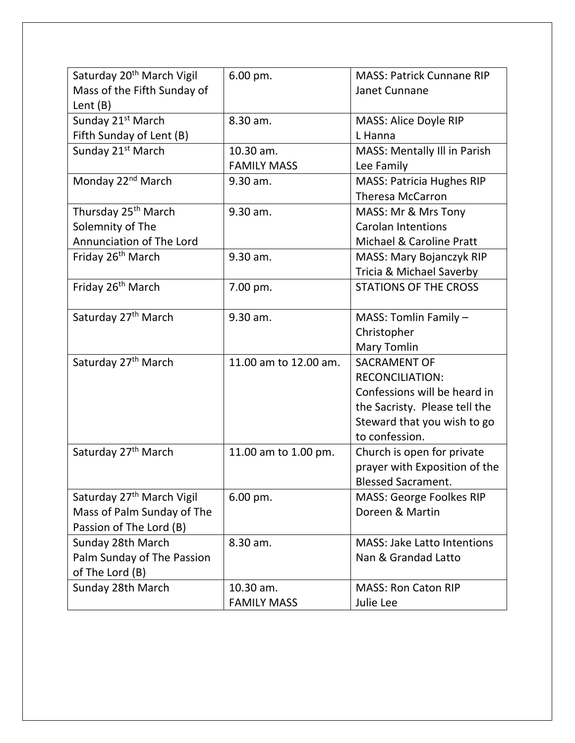| | | |
|---|---|---|
| Saturday 20th March Vigil Mass of the Fifth Sunday of Lent (B) | 6.00 pm. | MASS: Patrick Cunnane RIP<br>Janet Cunnane |
| Sunday 21st March<br>Fifth Sunday of Lent (B) | 8.30 am. | MASS: Alice Doyle RIP<br>L Hanna |
| Sunday 21st March | 10.30 am.<br>FAMILY MASS | MASS: Mentally Ill in Parish<br>Lee Family |
| Monday 22nd March | 9.30 am. | MASS: Patricia Hughes RIP<br>Theresa McCarron |
| Thursday 25th March<br>Solemnity of The Annunciation of The Lord | 9.30 am. | MASS: Mr & Mrs Tony Carolan Intentions<br>Michael & Caroline Pratt |
| Friday 26th March | 9.30 am. | MASS: Mary Bojanczyk RIP<br>Tricia & Michael Saverby |
| Friday 26th March | 7.00 pm. | STATIONS OF THE CROSS |
| Saturday 27th March | 9.30 am. | MASS: Tomlin Family – Christopher<br>Mary Tomlin |
| Saturday 27th March | 11.00 am to 12.00 am. | SACRAMENT OF RECONCILIATION: Confessions will be heard in the Sacristy. Please tell the Steward that you wish to go to confession. |
| Saturday 27th March | 11.00 am to 1.00 pm. | Church is open for private prayer with Exposition of the Blessed Sacrament. |
| Saturday 27th March Vigil Mass of Palm Sunday of The Passion of The Lord (B) | 6.00 pm. | MASS: George Foolkes RIP<br>Doreen & Martin |
| Sunday 28th March<br>Palm Sunday of The Passion of The Lord (B) | 8.30 am. | MASS: Jake Latto Intentions<br>Nan & Grandad Latto |
| Sunday 28th March | 10.30 am.<br>FAMILY MASS | MASS: Ron Caton RIP<br>Julie Lee |